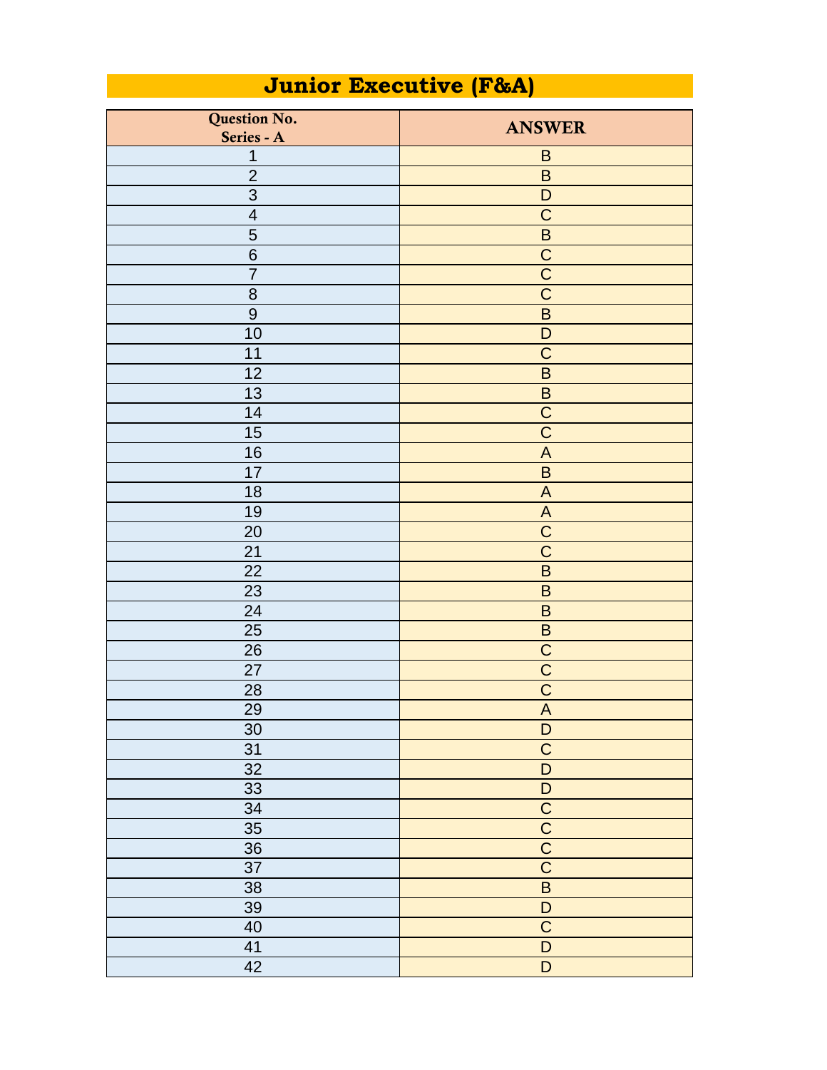# Junior Executive (F&A)

| Question No. Series - A | ANSWER |
|---|---|
| 1 | B |
| 2 | B |
| 3 | D |
| 4 | C |
| 5 | B |
| 6 | C |
| 7 | C |
| 8 | C |
| 9 | B |
| 10 | D |
| 11 | C |
| 12 | B |
| 13 | B |
| 14 | C |
| 15 | C |
| 16 | A |
| 17 | B |
| 18 | A |
| 19 | A |
| 20 | C |
| 21 | C |
| 22 | B |
| 23 | B |
| 24 | B |
| 25 | B |
| 26 | C |
| 27 | C |
| 28 | C |
| 29 | A |
| 30 | D |
| 31 | C |
| 32 | D |
| 33 | D |
| 34 | C |
| 35 | C |
| 36 | C |
| 37 | C |
| 38 | B |
| 39 | D |
| 40 | C |
| 41 | D |
| 42 | D |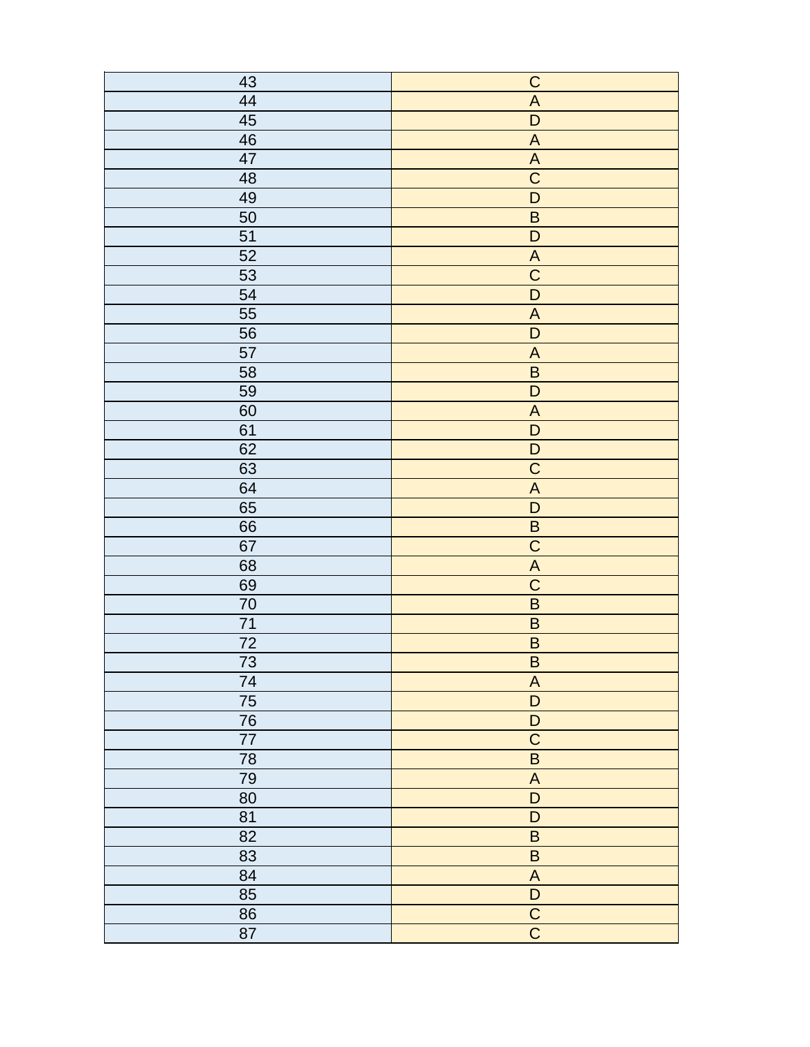| 43 | C |
|---|---|
| 44 | A |
| 45 | D |
| 46 | A |
| 47 | A |
| 48 | C |
| 49 | D |
| 50 | B |
| 51 | D |
| 52 | A |
| 53 | C |
| 54 | D |
| 55 | A |
| 56 | D |
| 57 | A |
| 58 | B |
| 59 | D |
| 60 | A |
| 61 | D |
| 62 | D |
| 63 | C |
| 64 | A |
| 65 | D |
| 66 | B |
| 67 | C |
| 68 | A |
| 69 | C |
| 70 | B |
| 71 | B |
| 72 | B |
| 73 | B |
| 74 | A |
| 75 | D |
| 76 | D |
| 77 | C |
| 78 | B |
| 79 | A |
| 80 | D |
| 81 | D |
| 82 | B |
| 83 | B |
| 84 | A |
| 85 | D |
| 86 | C |
| 87 | C |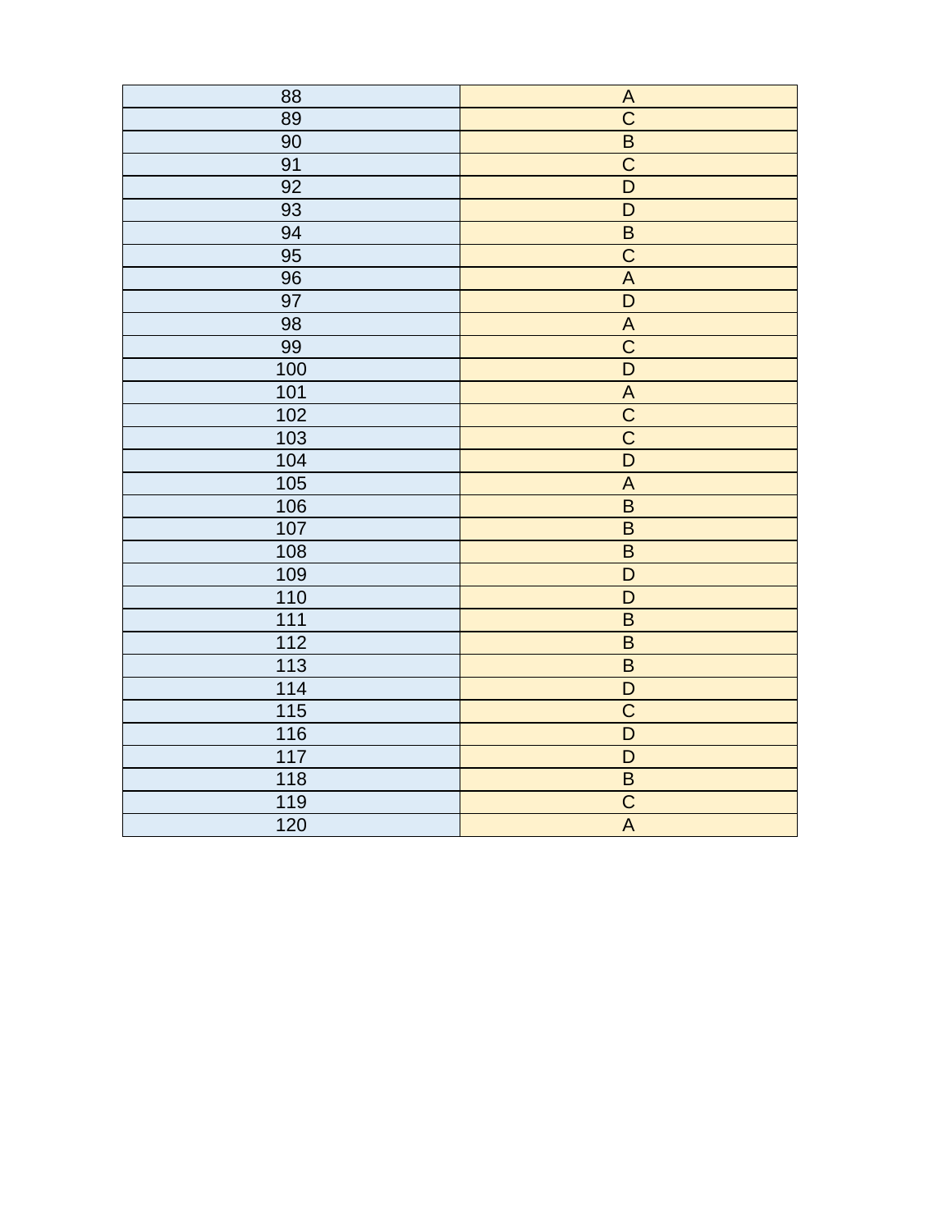| | |
|---|---|
| 88 | A |
| 89 | C |
| 90 | B |
| 91 | C |
| 92 | D |
| 93 | D |
| 94 | B |
| 95 | C |
| 96 | A |
| 97 | D |
| 98 | A |
| 99 | C |
| 100 | D |
| 101 | A |
| 102 | C |
| 103 | C |
| 104 | D |
| 105 | A |
| 106 | B |
| 107 | B |
| 108 | B |
| 109 | D |
| 110 | D |
| 111 | B |
| 112 | B |
| 113 | B |
| 114 | D |
| 115 | C |
| 116 | D |
| 117 | D |
| 118 | B |
| 119 | C |
| 120 | A |